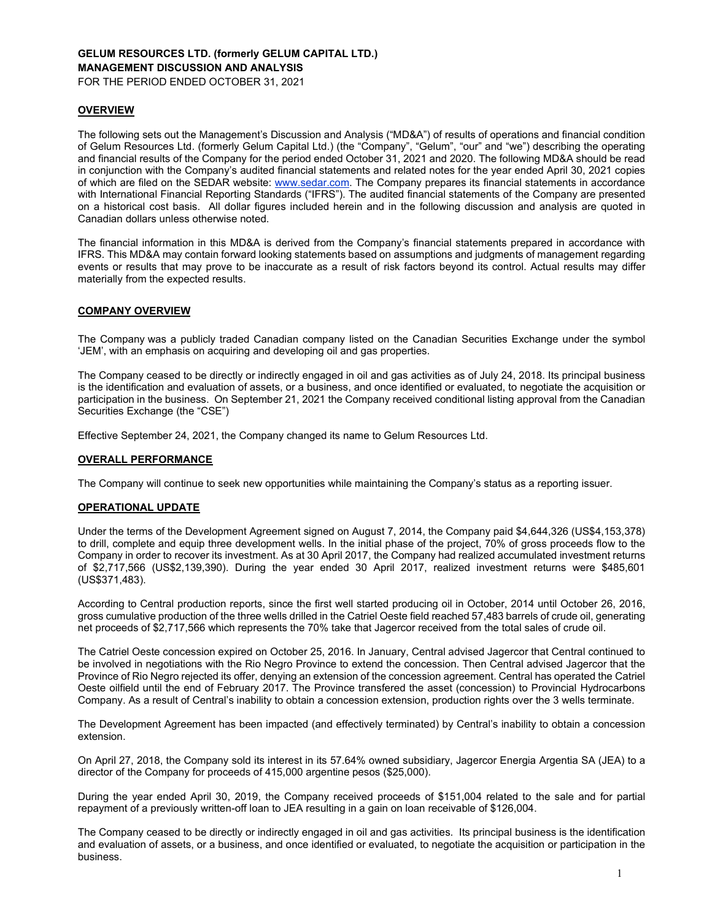**GELUM RESOURCES LTD. (formerly GELUM CAPITAL LTD.)**
**MANAGEMENT DISCUSSION AND ANALYSIS**
FOR THE PERIOD ENDED OCTOBER 31, 2021

## OVERVIEW

The following sets out the Management's Discussion and Analysis ("MD&A") of results of operations and financial condition of Gelum Resources Ltd. (formerly Gelum Capital Ltd.) (the "Company", "Gelum", "our" and "we") describing the operating and financial results of the Company for the period ended October 31, 2021 and 2020. The following MD&A should be read in conjunction with the Company's audited financial statements and related notes for the year ended April 30, 2021 copies of which are filed on the SEDAR website: www.sedar.com. The Company prepares its financial statements in accordance with International Financial Reporting Standards ("IFRS"). The audited financial statements of the Company are presented on a historical cost basis. All dollar figures included herein and in the following discussion and analysis are quoted in Canadian dollars unless otherwise noted.

The financial information in this MD&A is derived from the Company's financial statements prepared in accordance with IFRS. This MD&A may contain forward looking statements based on assumptions and judgments of management regarding events or results that may prove to be inaccurate as a result of risk factors beyond its control. Actual results may differ materially from the expected results.

## COMPANY OVERVIEW

The Company was a publicly traded Canadian company listed on the Canadian Securities Exchange under the symbol 'JEM', with an emphasis on acquiring and developing oil and gas properties.

The Company ceased to be directly or indirectly engaged in oil and gas activities as of July 24, 2018. Its principal business is the identification and evaluation of assets, or a business, and once identified or evaluated, to negotiate the acquisition or participation in the business. On September 21, 2021 the Company received conditional listing approval from the Canadian Securities Exchange (the "CSE")

Effective September 24, 2021, the Company changed its name to Gelum Resources Ltd.

## OVERALL PERFORMANCE

The Company will continue to seek new opportunities while maintaining the Company's status as a reporting issuer.

## OPERATIONAL UPDATE

Under the terms of the Development Agreement signed on August 7, 2014, the Company paid $4,644,326 (US$4,153,378) to drill, complete and equip three development wells. In the initial phase of the project, 70% of gross proceeds flow to the Company in order to recover its investment. As at 30 April 2017, the Company had realized accumulated investment returns of $2,717,566 (US$2,139,390). During the year ended 30 April 2017, realized investment returns were $485,601 (US$371,483).

According to Central production reports, since the first well started producing oil in October, 2014 until October 26, 2016, gross cumulative production of the three wells drilled in the Catriel Oeste field reached 57,483 barrels of crude oil, generating net proceeds of $2,717,566 which represents the 70% take that Jagercor received from the total sales of crude oil.

The Catriel Oeste concession expired on October 25, 2016. In January, Central advised Jagercor that Central continued to be involved in negotiations with the Rio Negro Province to extend the concession. Then Central advised Jagercor that the Province of Rio Negro rejected its offer, denying an extension of the concession agreement. Central has operated the Catriel Oeste oilfield until the end of February 2017. The Province transfered the asset (concession) to Provincial Hydrocarbons Company. As a result of Central's inability to obtain a concession extension, production rights over the 3 wells terminate.

The Development Agreement has been impacted (and effectively terminated) by Central's inability to obtain a concession extension.

On April 27, 2018, the Company sold its interest in its 57.64% owned subsidiary, Jagercor Energia Argentia SA (JEA) to a director of the Company for proceeds of 415,000 argentine pesos ($25,000).

During the year ended April 30, 2019, the Company received proceeds of $151,004 related to the sale and for partial repayment of a previously written-off loan to JEA resulting in a gain on loan receivable of $126,004.

The Company ceased to be directly or indirectly engaged in oil and gas activities. Its principal business is the identification and evaluation of assets, or a business, and once identified or evaluated, to negotiate the acquisition or participation in the business.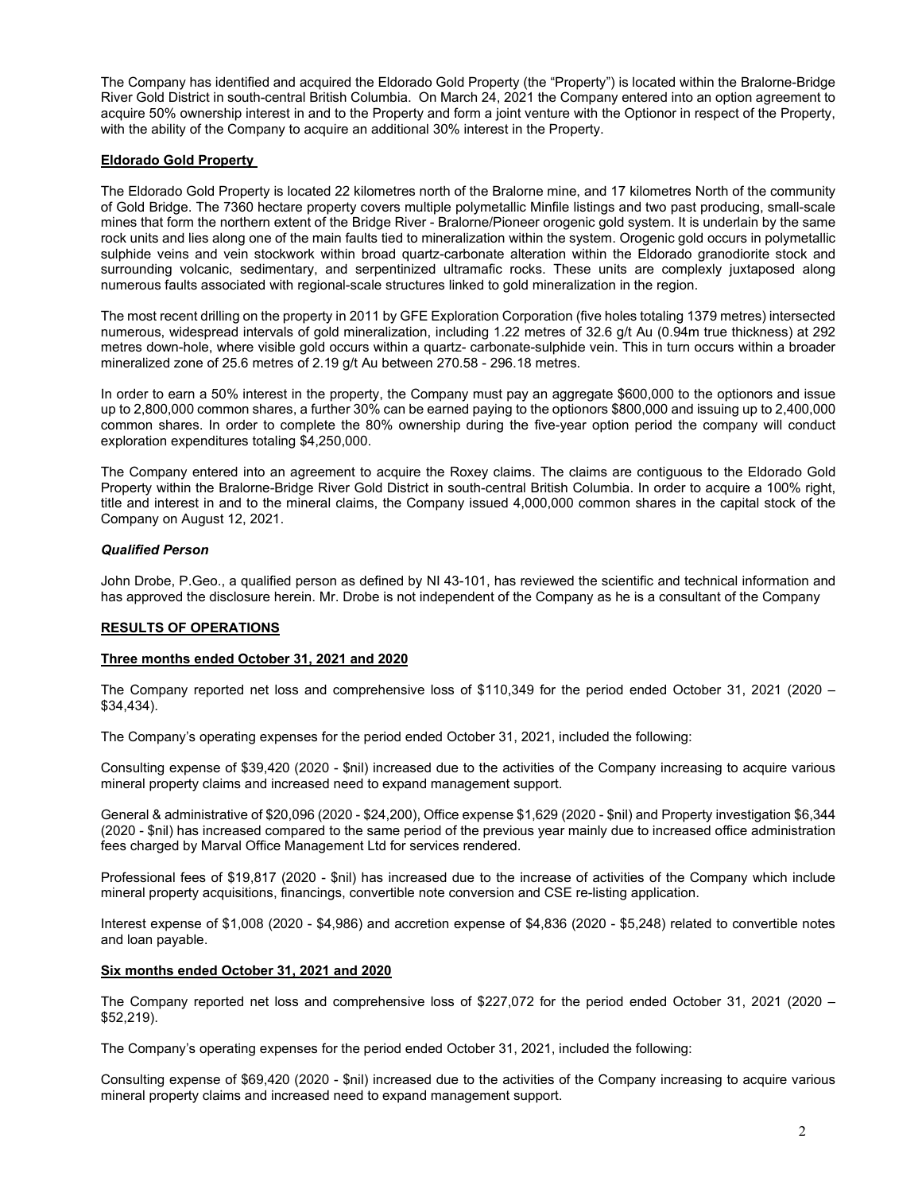The Company has identified and acquired the Eldorado Gold Property (the "Property") is located within the Bralorne-Bridge River Gold District in south-central British Columbia. On March 24, 2021 the Company entered into an option agreement to acquire 50% ownership interest in and to the Property and form a joint venture with the Optionor in respect of the Property, with the ability of the Company to acquire an additional 30% interest in the Property.

**Eldorado Gold Property**

The Eldorado Gold Property is located 22 kilometres north of the Bralorne mine, and 17 kilometres North of the community of Gold Bridge. The 7360 hectare property covers multiple polymetallic Minfile listings and two past producing, small-scale mines that form the northern extent of the Bridge River - Bralorne/Pioneer orogenic gold system. It is underlain by the same rock units and lies along one of the main faults tied to mineralization within the system. Orogenic gold occurs in polymetallic sulphide veins and vein stockwork within broad quartz-carbonate alteration within the Eldorado granodiorite stock and surrounding volcanic, sedimentary, and serpentinized ultramafic rocks. These units are complexly juxtaposed along numerous faults associated with regional-scale structures linked to gold mineralization in the region.

The most recent drilling on the property in 2011 by GFE Exploration Corporation (five holes totaling 1379 metres) intersected numerous, widespread intervals of gold mineralization, including 1.22 metres of 32.6 g/t Au (0.94m true thickness) at 292 metres down-hole, where visible gold occurs within a quartz- carbonate-sulphide vein. This in turn occurs within a broader mineralized zone of 25.6 metres of 2.19 g/t Au between 270.58 - 296.18 metres.

In order to earn a 50% interest in the property, the Company must pay an aggregate $600,000 to the optionors and issue up to 2,800,000 common shares, a further 30% can be earned paying to the optionors $800,000 and issuing up to 2,400,000 common shares. In order to complete the 80% ownership during the five-year option period the company will conduct exploration expenditures totaling $4,250,000.

The Company entered into an agreement to acquire the Roxey claims. The claims are contiguous to the Eldorado Gold Property within the Bralorne-Bridge River Gold District in south-central British Columbia. In order to acquire a 100% right, title and interest in and to the mineral claims, the Company issued 4,000,000 common shares in the capital stock of the Company on August 12, 2021.

***Qualified Person***

John Drobe, P.Geo., a qualified person as defined by NI 43-101, has reviewed the scientific and technical information and has approved the disclosure herein. Mr. Drobe is not independent of the Company as he is a consultant of the Company

**RESULTS OF OPERATIONS**

**Three months ended October 31, 2021 and 2020**

The Company reported net loss and comprehensive loss of $110,349 for the period ended October 31, 2021 (2020 – $34,434).

The Company's operating expenses for the period ended October 31, 2021, included the following:

Consulting expense of $39,420 (2020 - $nil) increased due to the activities of the Company increasing to acquire various mineral property claims and increased need to expand management support.

General & administrative of $20,096 (2020 - $24,200), Office expense $1,629 (2020 - $nil) and Property investigation $6,344 (2020 - $nil) has increased compared to the same period of the previous year mainly due to increased office administration fees charged by Marval Office Management Ltd for services rendered.

Professional fees of $19,817 (2020 - $nil) has increased due to the increase of activities of the Company which include mineral property acquisitions, financings, convertible note conversion and CSE re-listing application.

Interest expense of $1,008 (2020 - $4,986) and accretion expense of $4,836 (2020 - $5,248) related to convertible notes and loan payable.

**Six months ended October 31, 2021 and 2020**

The Company reported net loss and comprehensive loss of $227,072 for the period ended October 31, 2021 (2020 – $52,219).

The Company's operating expenses for the period ended October 31, 2021, included the following:

Consulting expense of $69,420 (2020 - $nil) increased due to the activities of the Company increasing to acquire various mineral property claims and increased need to expand management support.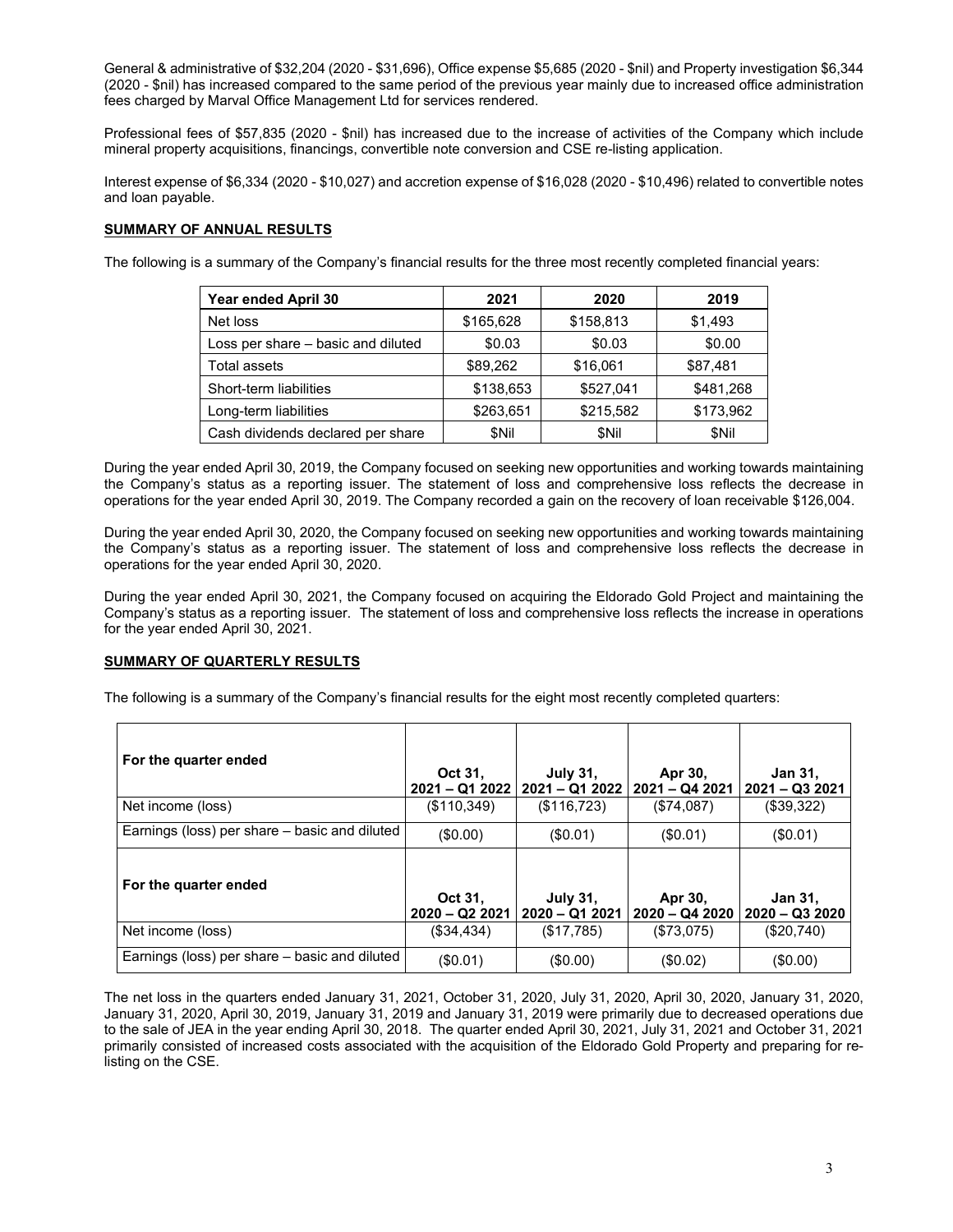General & administrative of $32,204 (2020 - $31,696), Office expense $5,685 (2020 - $nil) and Property investigation $6,344 (2020 - $nil) has increased compared to the same period of the previous year mainly due to increased office administration fees charged by Marval Office Management Ltd for services rendered.

Professional fees of $57,835 (2020 - $nil) has increased due to the increase of activities of the Company which include mineral property acquisitions, financings, convertible note conversion and CSE re-listing application.

Interest expense of $6,334 (2020 - $10,027) and accretion expense of $16,028 (2020 - $10,496) related to convertible notes and loan payable.

## SUMMARY OF ANNUAL RESULTS

The following is a summary of the Company's financial results for the three most recently completed financial years:

| Year ended April 30 | 2021 | 2020 | 2019 |
|---|---|---|---|
| Net loss | $165,628 | $158,813 | $1,493 |
| Loss per share – basic and diluted | $0.03 | $0.03 | $0.00 |
| Total assets | $89,262 | $16,061 | $87,481 |
| Short-term liabilities | $138,653 | $527,041 | $481,268 |
| Long-term liabilities | $263,651 | $215,582 | $173,962 |
| Cash dividends declared per share | $Nil | $Nil | $Nil |

During the year ended April 30, 2019, the Company focused on seeking new opportunities and working towards maintaining the Company's status as a reporting issuer. The statement of loss and comprehensive loss reflects the decrease in operations for the year ended April 30, 2019. The Company recorded a gain on the recovery of loan receivable $126,004.

During the year ended April 30, 2020, the Company focused on seeking new opportunities and working towards maintaining the Company's status as a reporting issuer. The statement of loss and comprehensive loss reflects the decrease in operations for the year ended April 30, 2020.

During the year ended April 30, 2021, the Company focused on acquiring the Eldorado Gold Project and maintaining the Company's status as a reporting issuer. The statement of loss and comprehensive loss reflects the increase in operations for the year ended April 30, 2021.

## SUMMARY OF QUARTERLY RESULTS

The following is a summary of the Company's financial results for the eight most recently completed quarters:

| For the quarter ended | Oct 31, 2021 – Q1 2022 | July 31, 2021 – Q1 2022 | Apr 30, 2021 – Q4 2021 | Jan 31, 2021 – Q3 2021 |
|---|---|---|---|---|
| Net income (loss) | ($110,349) | ($116,723) | ($74,087) | ($39,322) |
| Earnings (loss) per share – basic and diluted | ($0.00) | ($0.01) | ($0.01) | ($0.01) |
| **For the quarter ended** | **Oct 31, 2020 – Q2 2021** | **July 31, 2020 – Q1 2021** | **Apr 30, 2020 – Q4 2020** | **Jan 31, 2020 – Q3 2020** |
| Net income (loss) | ($34,434) | ($17,785) | ($73,075) | ($20,740) |
| Earnings (loss) per share – basic and diluted | ($0.01) | ($0.00) | ($0.02) | ($0.00) |

The net loss in the quarters ended January 31, 2021, October 31, 2020, July 31, 2020, April 30, 2020, January 31, 2020, January 31, 2020, April 30, 2019, January 31, 2019 and January 31, 2019 were primarily due to decreased operations due to the sale of JEA in the year ending April 30, 2018. The quarter ended April 30, 2021, July 31, 2021 and October 31, 2021 primarily consisted of increased costs associated with the acquisition of the Eldorado Gold Property and preparing for re-listing on the CSE.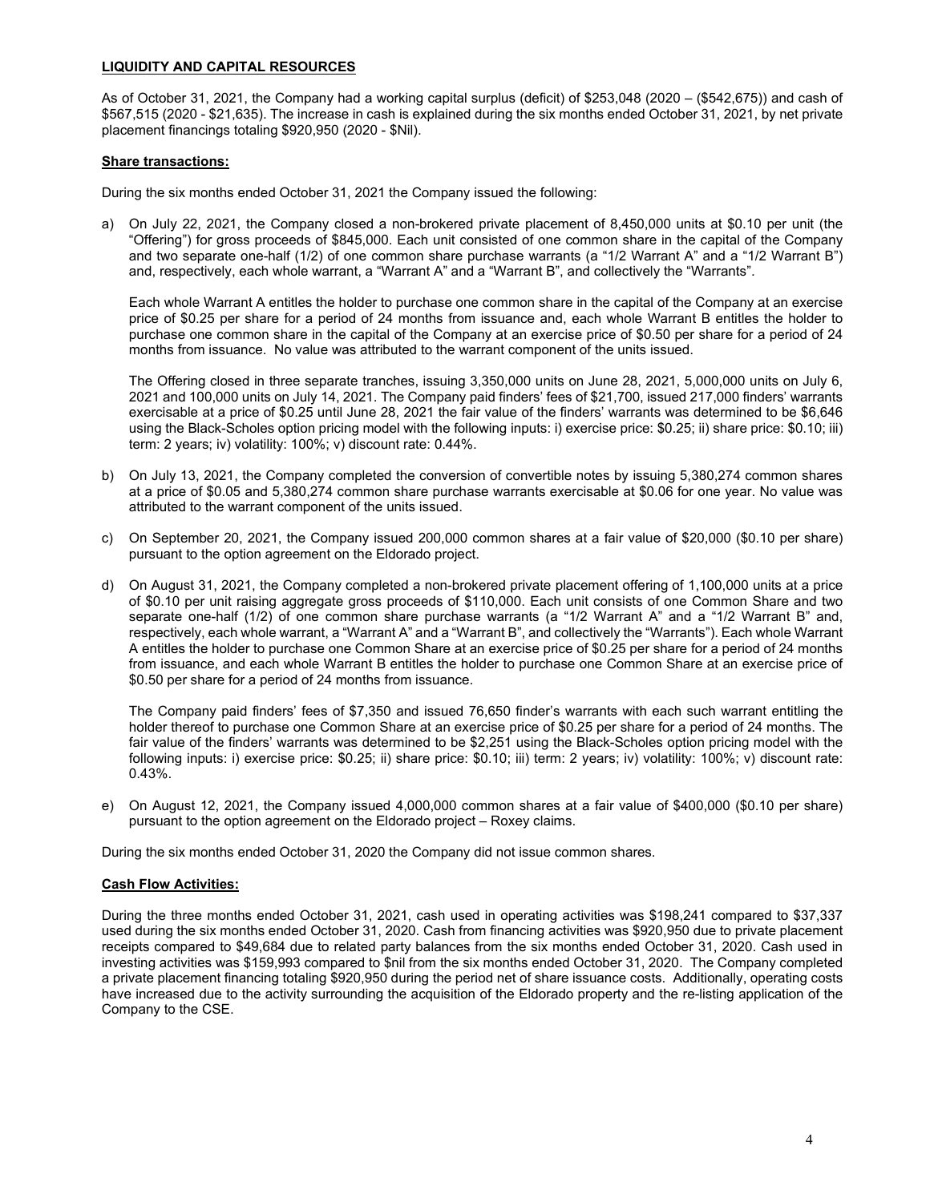## LIQUIDITY AND CAPITAL RESOURCES

As of October 31, 2021, the Company had a working capital surplus (deficit) of $253,048 (2020 – ($542,675)) and cash of $567,515 (2020 - $21,635). The increase in cash is explained during the six months ended October 31, 2021, by net private placement financings totaling $920,950 (2020 - $Nil).

### Share transactions:

During the six months ended October 31, 2021 the Company issued the following:

a) On July 22, 2021, the Company closed a non-brokered private placement of 8,450,000 units at $0.10 per unit (the "Offering") for gross proceeds of $845,000. Each unit consisted of one common share in the capital of the Company and two separate one-half (1/2) of one common share purchase warrants (a "1/2 Warrant A" and a "1/2 Warrant B") and, respectively, each whole warrant, a "Warrant A" and a "Warrant B", and collectively the "Warrants".

   Each whole Warrant A entitles the holder to purchase one common share in the capital of the Company at an exercise price of $0.25 per share for a period of 24 months from issuance and, each whole Warrant B entitles the holder to purchase one common share in the capital of the Company at an exercise price of $0.50 per share for a period of 24 months from issuance. No value was attributed to the warrant component of the units issued.

   The Offering closed in three separate tranches, issuing 3,350,000 units on June 28, 2021, 5,000,000 units on July 6, 2021 and 100,000 units on July 14, 2021. The Company paid finders' fees of $21,700, issued 217,000 finders' warrants exercisable at a price of $0.25 until June 28, 2021 the fair value of the finders' warrants was determined to be $6,646 using the Black-Scholes option pricing model with the following inputs: i) exercise price: $0.25; ii) share price: $0.10; iii) term: 2 years; iv) volatility: 100%; v) discount rate: 0.44%.

b) On July 13, 2021, the Company completed the conversion of convertible notes by issuing 5,380,274 common shares at a price of $0.05 and 5,380,274 common share purchase warrants exercisable at $0.06 for one year. No value was attributed to the warrant component of the units issued.

c) On September 20, 2021, the Company issued 200,000 common shares at a fair value of $20,000 ($0.10 per share) pursuant to the option agreement on the Eldorado project.

d) On August 31, 2021, the Company completed a non-brokered private placement offering of 1,100,000 units at a price of $0.10 per unit raising aggregate gross proceeds of $110,000. Each unit consists of one Common Share and two separate one-half (1/2) of one common share purchase warrants (a "1/2 Warrant A" and a "1/2 Warrant B" and, respectively, each whole warrant, a "Warrant A" and a "Warrant B", and collectively the "Warrants"). Each whole Warrant A entitles the holder to purchase one Common Share at an exercise price of $0.25 per share for a period of 24 months from issuance, and each whole Warrant B entitles the holder to purchase one Common Share at an exercise price of $0.50 per share for a period of 24 months from issuance.

   The Company paid finders' fees of $7,350 and issued 76,650 finder's warrants with each such warrant entitling the holder thereof to purchase one Common Share at an exercise price of $0.25 per share for a period of 24 months. The fair value of the finders' warrants was determined to be $2,251 using the Black-Scholes option pricing model with the following inputs: i) exercise price: $0.25; ii) share price: $0.10; iii) term: 2 years; iv) volatility: 100%; v) discount rate: 0.43%.

e) On August 12, 2021, the Company issued 4,000,000 common shares at a fair value of $400,000 ($0.10 per share) pursuant to the option agreement on the Eldorado project – Roxey claims.

During the six months ended October 31, 2020 the Company did not issue common shares.

### Cash Flow Activities:

During the three months ended October 31, 2021, cash used in operating activities was $198,241 compared to $37,337 used during the six months ended October 31, 2020. Cash from financing activities was $920,950 due to private placement receipts compared to $49,684 due to related party balances from the six months ended October 31, 2020. Cash used in investing activities was $159,993 compared to $nil from the six months ended October 31, 2020. The Company completed a private placement financing totaling $920,950 during the period net of share issuance costs. Additionally, operating costs have increased due to the activity surrounding the acquisition of the Eldorado property and the re-listing application of the Company to the CSE.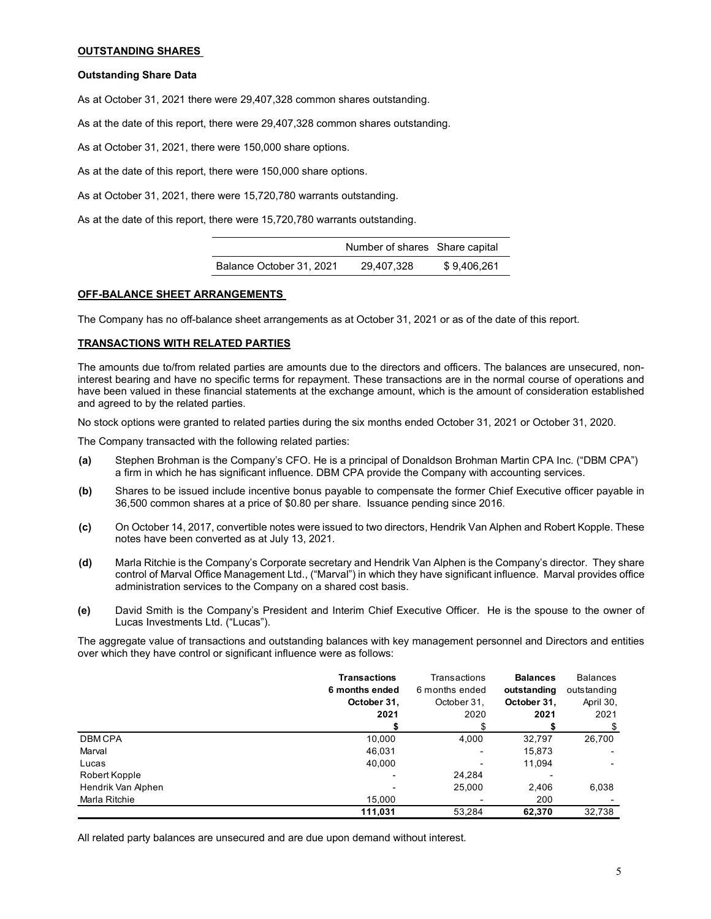## OUTSTANDING SHARES

**Outstanding Share Data**

As at October 31, 2021 there were 29,407,328 common shares outstanding.

As at the date of this report, there were 29,407,328 common shares outstanding.

As at October 31, 2021, there were 150,000 share options.

As at the date of this report, there were 150,000 share options.

As at October 31, 2021, there were 15,720,780 warrants outstanding.

As at the date of this report, there were 15,720,780 warrants outstanding.

| | Number of shares | Share capital |
|---|---|---|
| Balance October 31, 2021 | 29,407,328 | $ 9,406,261 |

## OFF-BALANCE SHEET ARRANGEMENTS

The Company has no off-balance sheet arrangements as at October 31, 2021 or as of the date of this report.

## TRANSACTIONS WITH RELATED PARTIES

The amounts due to/from related parties are amounts due to the directors and officers. The balances are unsecured, non-interest bearing and have no specific terms for repayment. These transactions are in the normal course of operations and have been valued in these financial statements at the exchange amount, which is the amount of consideration established and agreed to by the related parties.

No stock options were granted to related parties during the six months ended October 31, 2021 or October 31, 2020.

The Company transacted with the following related parties:

**(a)** Stephen Brohman is the Company's CFO. He is a principal of Donaldson Brohman Martin CPA Inc. ("DBM CPA") a firm in which he has significant influence. DBM CPA provide the Company with accounting services.

**(b)** Shares to be issued include incentive bonus payable to compensate the former Chief Executive officer payable in 36,500 common shares at a price of $0.80 per share. Issuance pending since 2016.

**(c)** On October 14, 2017, convertible notes were issued to two directors, Hendrik Van Alphen and Robert Kopple. These notes have been converted as at July 13, 2021.

**(d)** Marla Ritchie is the Company's Corporate secretary and Hendrik Van Alphen is the Company's director. They share control of Marval Office Management Ltd., ("Marval") in which they have significant influence. Marval provides office administration services to the Company on a shared cost basis.

**(e)** David Smith is the Company's President and Interim Chief Executive Officer. He is the spouse to the owner of Lucas Investments Ltd. ("Lucas").

The aggregate value of transactions and outstanding balances with key management personnel and Directors and entities over which they have control or significant influence were as follows:

| | **Transactions 6 months ended October 31, 2021** | Transactions 6 months ended October 31, 2020 | **Balances outstanding October 31, 2021** | Balances outstanding April 30, 2021 |
|---|---|---|---|---|
| | **$** | $ | **$** | $ |
| DBM CPA | 10,000 | 4,000 | 32,797 | 26,700 |
| Marval | 46,031 | - | 15,873 | - |
| Lucas | 40,000 | - | 11,094 | - |
| Robert Kopple | - | 24,284 | - | |
| Hendrik Van Alphen | - | 25,000 | 2,406 | 6,038 |
| Marla Ritchie | 15,000 | - | 200 | - |
| | **111,031** | 53,284 | **62,370** | 32,738 |

All related party balances are unsecured and are due upon demand without interest.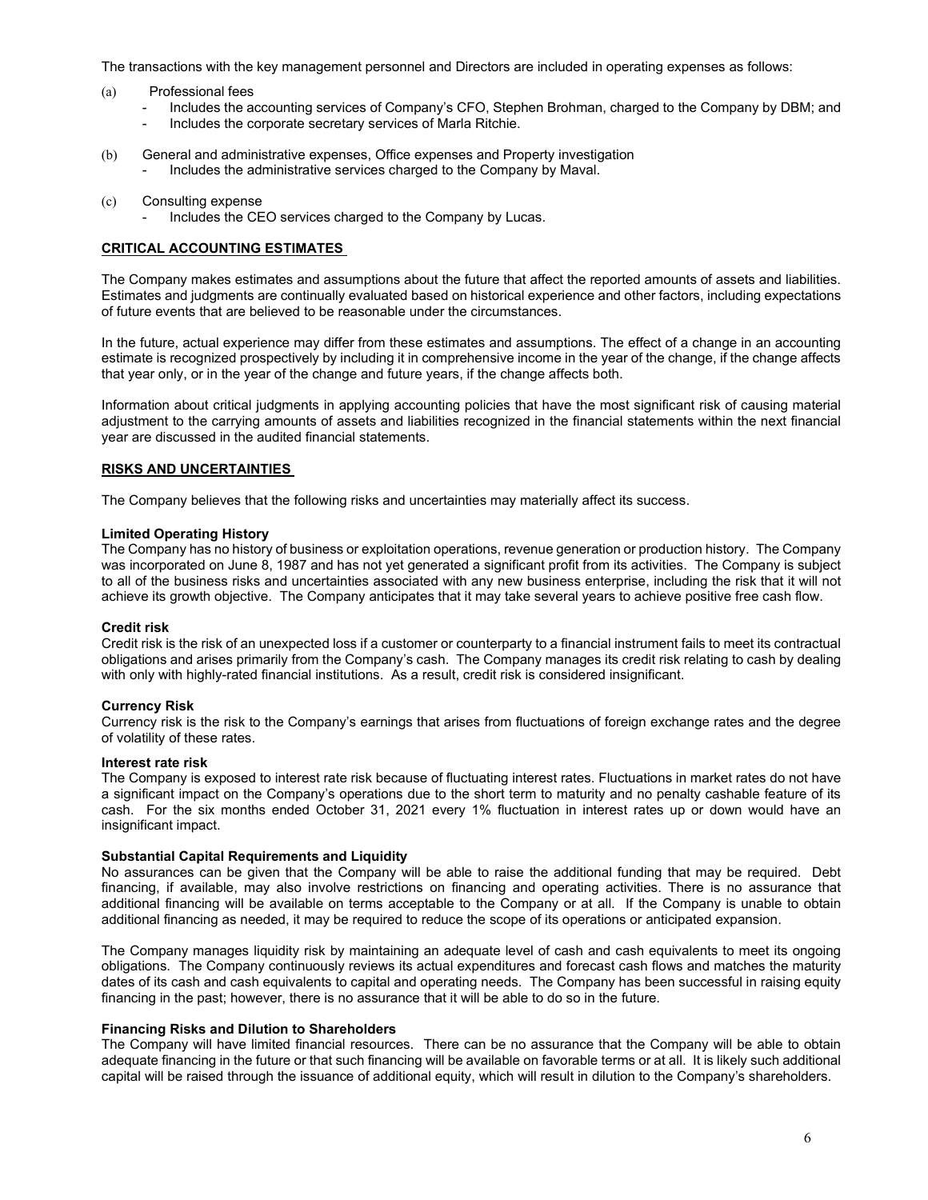The transactions with the key management personnel and Directors are included in operating expenses as follows:

(a) Professional fees
   - Includes the accounting services of Company's CFO, Stephen Brohman, charged to the Company by DBM; and
   - Includes the corporate secretary services of Marla Ritchie.

(b) General and administrative expenses, Office expenses and Property investigation
   - Includes the administrative services charged to the Company by Maval.

(c) Consulting expense
   - Includes the CEO services charged to the Company by Lucas.

## CRITICAL ACCOUNTING ESTIMATES

The Company makes estimates and assumptions about the future that affect the reported amounts of assets and liabilities. Estimates and judgments are continually evaluated based on historical experience and other factors, including expectations of future events that are believed to be reasonable under the circumstances.

In the future, actual experience may differ from these estimates and assumptions. The effect of a change in an accounting estimate is recognized prospectively by including it in comprehensive income in the year of the change, if the change affects that year only, or in the year of the change and future years, if the change affects both.

Information about critical judgments in applying accounting policies that have the most significant risk of causing material adjustment to the carrying amounts of assets and liabilities recognized in the financial statements within the next financial year are discussed in the audited financial statements.

## RISKS AND UNCERTAINTIES

The Company believes that the following risks and uncertainties may materially affect its success.

**Limited Operating History**
The Company has no history of business or exploitation operations, revenue generation or production history. The Company was incorporated on June 8, 1987 and has not yet generated a significant profit from its activities. The Company is subject to all of the business risks and uncertainties associated with any new business enterprise, including the risk that it will not achieve its growth objective. The Company anticipates that it may take several years to achieve positive free cash flow.

**Credit risk**
Credit risk is the risk of an unexpected loss if a customer or counterparty to a financial instrument fails to meet its contractual obligations and arises primarily from the Company's cash. The Company manages its credit risk relating to cash by dealing with only with highly-rated financial institutions. As a result, credit risk is considered insignificant.

**Currency Risk**
Currency risk is the risk to the Company's earnings that arises from fluctuations of foreign exchange rates and the degree of volatility of these rates.

**Interest rate risk**
The Company is exposed to interest rate risk because of fluctuating interest rates. Fluctuations in market rates do not have a significant impact on the Company's operations due to the short term to maturity and no penalty cashable feature of its cash. For the six months ended October 31, 2021 every 1% fluctuation in interest rates up or down would have an insignificant impact.

**Substantial Capital Requirements and Liquidity**
No assurances can be given that the Company will be able to raise the additional funding that may be required. Debt financing, if available, may also involve restrictions on financing and operating activities. There is no assurance that additional financing will be available on terms acceptable to the Company or at all. If the Company is unable to obtain additional financing as needed, it may be required to reduce the scope of its operations or anticipated expansion.

The Company manages liquidity risk by maintaining an adequate level of cash and cash equivalents to meet its ongoing obligations. The Company continuously reviews its actual expenditures and forecast cash flows and matches the maturity dates of its cash and cash equivalents to capital and operating needs. The Company has been successful in raising equity financing in the past; however, there is no assurance that it will be able to do so in the future.

**Financing Risks and Dilution to Shareholders**
The Company will have limited financial resources. There can be no assurance that the Company will be able to obtain adequate financing in the future or that such financing will be available on favorable terms or at all. It is likely such additional capital will be raised through the issuance of additional equity, which will result in dilution to the Company's shareholders.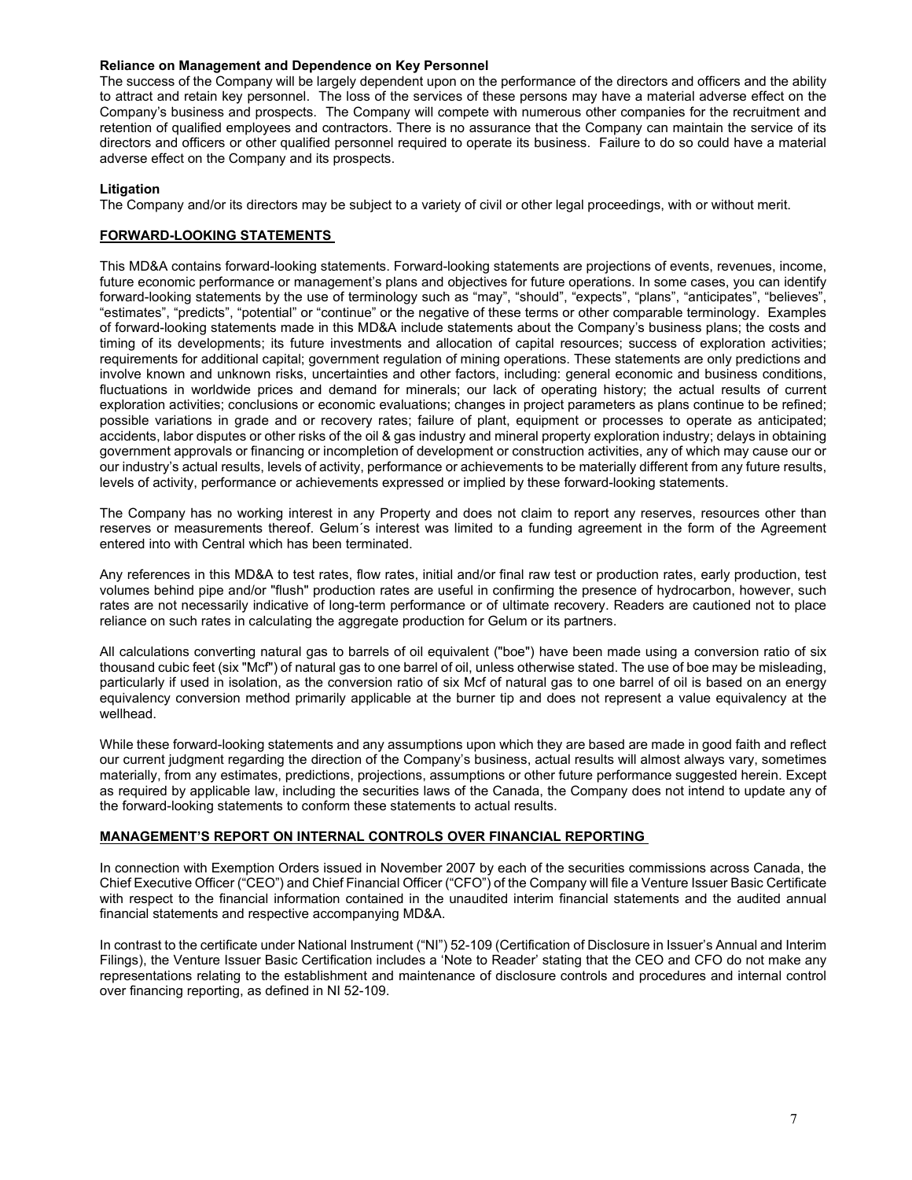**Reliance on Management and Dependence on Key Personnel**

The success of the Company will be largely dependent upon on the performance of the directors and officers and the ability to attract and retain key personnel. The loss of the services of these persons may have a material adverse effect on the Company's business and prospects. The Company will compete with numerous other companies for the recruitment and retention of qualified employees and contractors. There is no assurance that the Company can maintain the service of its directors and officers or other qualified personnel required to operate its business. Failure to do so could have a material adverse effect on the Company and its prospects.

**Litigation**

The Company and/or its directors may be subject to a variety of civil or other legal proceedings, with or without merit.

## FORWARD-LOOKING STATEMENTS

This MD&A contains forward-looking statements. Forward-looking statements are projections of events, revenues, income, future economic performance or management's plans and objectives for future operations. In some cases, you can identify forward-looking statements by the use of terminology such as "may", "should", "expects", "plans", "anticipates", "believes", "estimates", "predicts", "potential" or "continue" or the negative of these terms or other comparable terminology. Examples of forward-looking statements made in this MD&A include statements about the Company's business plans; the costs and timing of its developments; its future investments and allocation of capital resources; success of exploration activities; requirements for additional capital; government regulation of mining operations. These statements are only predictions and involve known and unknown risks, uncertainties and other factors, including: general economic and business conditions, fluctuations in worldwide prices and demand for minerals; our lack of operating history; the actual results of current exploration activities; conclusions or economic evaluations; changes in project parameters as plans continue to be refined; possible variations in grade and or recovery rates; failure of plant, equipment or processes to operate as anticipated; accidents, labor disputes or other risks of the oil & gas industry and mineral property exploration industry; delays in obtaining government approvals or financing or incompletion of development or construction activities, any of which may cause our or our industry's actual results, levels of activity, performance or achievements to be materially different from any future results, levels of activity, performance or achievements expressed or implied by these forward-looking statements.

The Company has no working interest in any Property and does not claim to report any reserves, resources other than reserves or measurements thereof. Gelum´s interest was limited to a funding agreement in the form of the Agreement entered into with Central which has been terminated.

Any references in this MD&A to test rates, flow rates, initial and/or final raw test or production rates, early production, test volumes behind pipe and/or "flush" production rates are useful in confirming the presence of hydrocarbon, however, such rates are not necessarily indicative of long-term performance or of ultimate recovery. Readers are cautioned not to place reliance on such rates in calculating the aggregate production for Gelum or its partners.

All calculations converting natural gas to barrels of oil equivalent ("boe") have been made using a conversion ratio of six thousand cubic feet (six "Mcf") of natural gas to one barrel of oil, unless otherwise stated. The use of boe may be misleading, particularly if used in isolation, as the conversion ratio of six Mcf of natural gas to one barrel of oil is based on an energy equivalency conversion method primarily applicable at the burner tip and does not represent a value equivalency at the wellhead.

While these forward-looking statements and any assumptions upon which they are based are made in good faith and reflect our current judgment regarding the direction of the Company's business, actual results will almost always vary, sometimes materially, from any estimates, predictions, projections, assumptions or other future performance suggested herein. Except as required by applicable law, including the securities laws of the Canada, the Company does not intend to update any of the forward-looking statements to conform these statements to actual results.

## MANAGEMENT'S REPORT ON INTERNAL CONTROLS OVER FINANCIAL REPORTING

In connection with Exemption Orders issued in November 2007 by each of the securities commissions across Canada, the Chief Executive Officer ("CEO") and Chief Financial Officer ("CFO") of the Company will file a Venture Issuer Basic Certificate with respect to the financial information contained in the unaudited interim financial statements and the audited annual financial statements and respective accompanying MD&A.

In contrast to the certificate under National Instrument ("NI") 52-109 (Certification of Disclosure in Issuer's Annual and Interim Filings), the Venture Issuer Basic Certification includes a 'Note to Reader' stating that the CEO and CFO do not make any representations relating to the establishment and maintenance of disclosure controls and procedures and internal control over financing reporting, as defined in NI 52-109.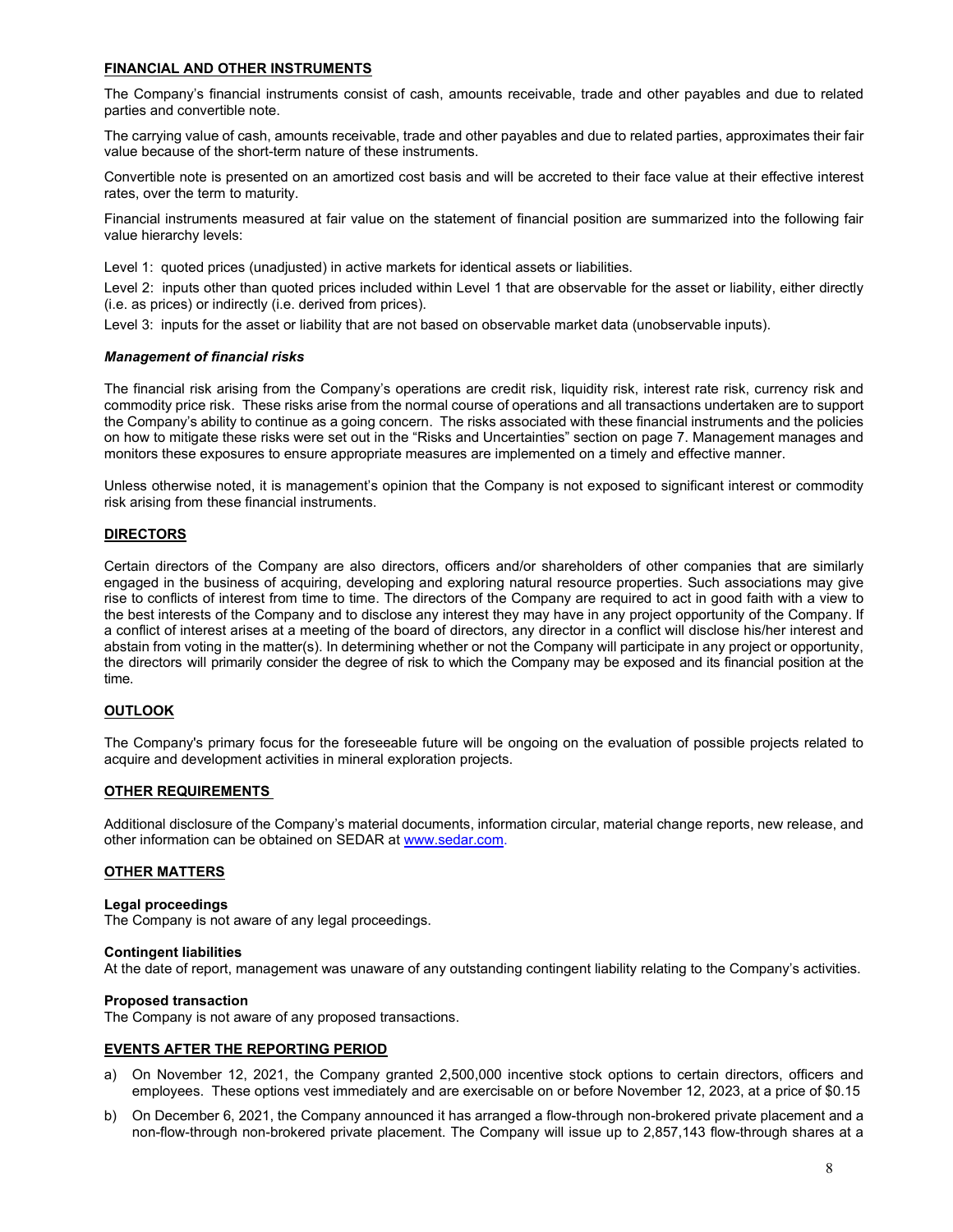## FINANCIAL AND OTHER INSTRUMENTS

The Company's financial instruments consist of cash, amounts receivable, trade and other payables and due to related parties and convertible note.

The carrying value of cash, amounts receivable, trade and other payables and due to related parties, approximates their fair value because of the short-term nature of these instruments.

Convertible note is presented on an amortized cost basis and will be accreted to their face value at their effective interest rates, over the term to maturity.

Financial instruments measured at fair value on the statement of financial position are summarized into the following fair value hierarchy levels:

Level 1: quoted prices (unadjusted) in active markets for identical assets or liabilities.

Level 2: inputs other than quoted prices included within Level 1 that are observable for the asset or liability, either directly (i.e. as prices) or indirectly (i.e. derived from prices).

Level 3: inputs for the asset or liability that are not based on observable market data (unobservable inputs).

### *Management of financial risks*

The financial risk arising from the Company's operations are credit risk, liquidity risk, interest rate risk, currency risk and commodity price risk. These risks arise from the normal course of operations and all transactions undertaken are to support the Company's ability to continue as a going concern. The risks associated with these financial instruments and the policies on how to mitigate these risks were set out in the "Risks and Uncertainties" section on page 7. Management manages and monitors these exposures to ensure appropriate measures are implemented on a timely and effective manner.

Unless otherwise noted, it is management's opinion that the Company is not exposed to significant interest or commodity risk arising from these financial instruments.

## DIRECTORS

Certain directors of the Company are also directors, officers and/or shareholders of other companies that are similarly engaged in the business of acquiring, developing and exploring natural resource properties. Such associations may give rise to conflicts of interest from time to time. The directors of the Company are required to act in good faith with a view to the best interests of the Company and to disclose any interest they may have in any project opportunity of the Company. If a conflict of interest arises at a meeting of the board of directors, any director in a conflict will disclose his/her interest and abstain from voting in the matter(s). In determining whether or not the Company will participate in any project or opportunity, the directors will primarily consider the degree of risk to which the Company may be exposed and its financial position at the time.

## OUTLOOK

The Company's primary focus for the foreseeable future will be ongoing on the evaluation of possible projects related to acquire and development activities in mineral exploration projects.

## OTHER REQUIREMENTS

Additional disclosure of the Company's material documents, information circular, material change reports, new release, and other information can be obtained on SEDAR at www.sedar.com.

## OTHER MATTERS

**Legal proceedings**
The Company is not aware of any legal proceedings.

**Contingent liabilities**
At the date of report, management was unaware of any outstanding contingent liability relating to the Company's activities.

**Proposed transaction**
The Company is not aware of any proposed transactions.

## EVENTS AFTER THE REPORTING PERIOD

a) On November 12, 2021, the Company granted 2,500,000 incentive stock options to certain directors, officers and employees. These options vest immediately and are exercisable on or before November 12, 2023, at a price of $0.15

b) On December 6, 2021, the Company announced it has arranged a flow-through non-brokered private placement and a non-flow-through non-brokered private placement. The Company will issue up to 2,857,143 flow-through shares at a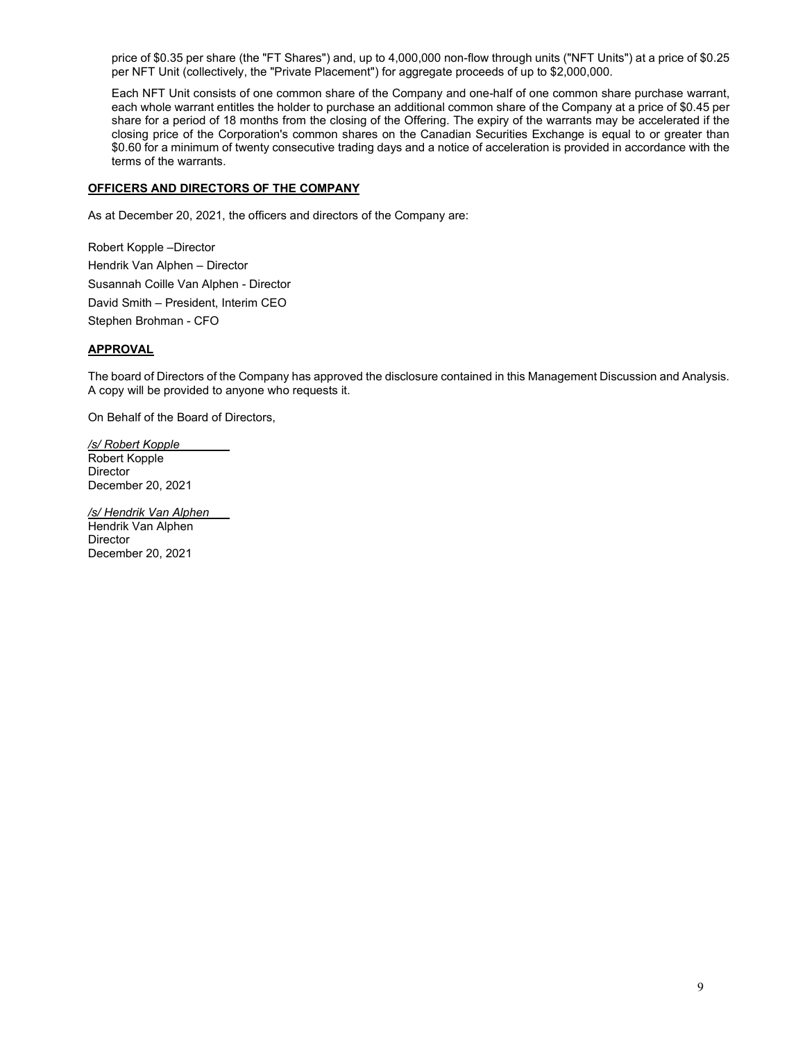price of $0.35 per share (the "FT Shares") and, up to 4,000,000 non-flow through units ("NFT Units") at a price of $0.25 per NFT Unit (collectively, the "Private Placement") for aggregate proceeds of up to $2,000,000.

Each NFT Unit consists of one common share of the Company and one-half of one common share purchase warrant, each whole warrant entitles the holder to purchase an additional common share of the Company at a price of $0.45 per share for a period of 18 months from the closing of the Offering. The expiry of the warrants may be accelerated if the closing price of the Corporation's common shares on the Canadian Securities Exchange is equal to or greater than $0.60 for a minimum of twenty consecutive trading days and a notice of acceleration is provided in accordance with the terms of the warrants.

## OFFICERS AND DIRECTORS OF THE COMPANY

As at December 20, 2021, the officers and directors of the Company are:

Robert Kopple –Director  
Hendrik Van Alphen – Director  
Susannah Coille Van Alphen - Director  
David Smith – President, Interim CEO  
Stephen Brohman - CFO

## APPROVAL

The board of Directors of the Company has approved the disclosure contained in this Management Discussion and Analysis. A copy will be provided to anyone who requests it.

On Behalf of the Board of Directors,

*/s/ Robert Kopple*  
Robert Kopple  
Director  
December 20, 2021

*/s/ Hendrik Van Alphen*  
Hendrik Van Alphen  
Director  
December 20, 2021